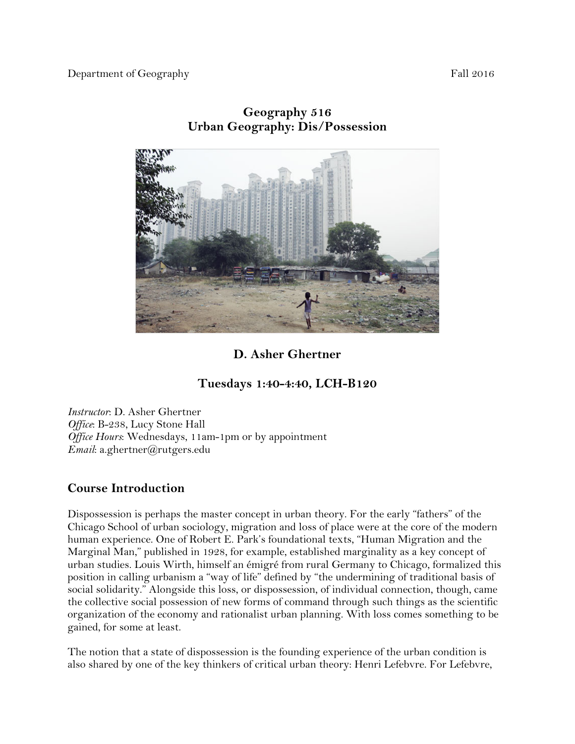Department of Geography Fall 2016

## Geography 516
## Urban Geography: Dis/Possession

### D. Asher Ghertner

### Tuesdays 1:40-4:40, LCH-B120

*Instructor*: D. Asher Ghertner
*Office*: B-238, Lucy Stone Hall
*Office Hours*: Wednesdays, 11am-1pm or by appointment
*Email*: a.ghertner@rutgers.edu

## Course Introduction

Dispossession is perhaps the master concept in urban theory. For the early "fathers" of the Chicago School of urban sociology, migration and loss of place were at the core of the modern human experience. One of Robert E. Park's foundational texts, "Human Migration and the Marginal Man," published in 1928, for example, established marginality as a key concept of urban studies. Louis Wirth, himself an émigré from rural Germany to Chicago, formalized this position in calling urbanism a "way of life" defined by "the undermining of traditional basis of social solidarity." Alongside this loss, or dispossession, of individual connection, though, came the collective social possession of new forms of command through such things as the scientific organization of the economy and rationalist urban planning. With loss comes something to be gained, for some at least.

The notion that a state of dispossession is the founding experience of the urban condition is also shared by one of the key thinkers of critical urban theory: Henri Lefebvre. For Lefebvre,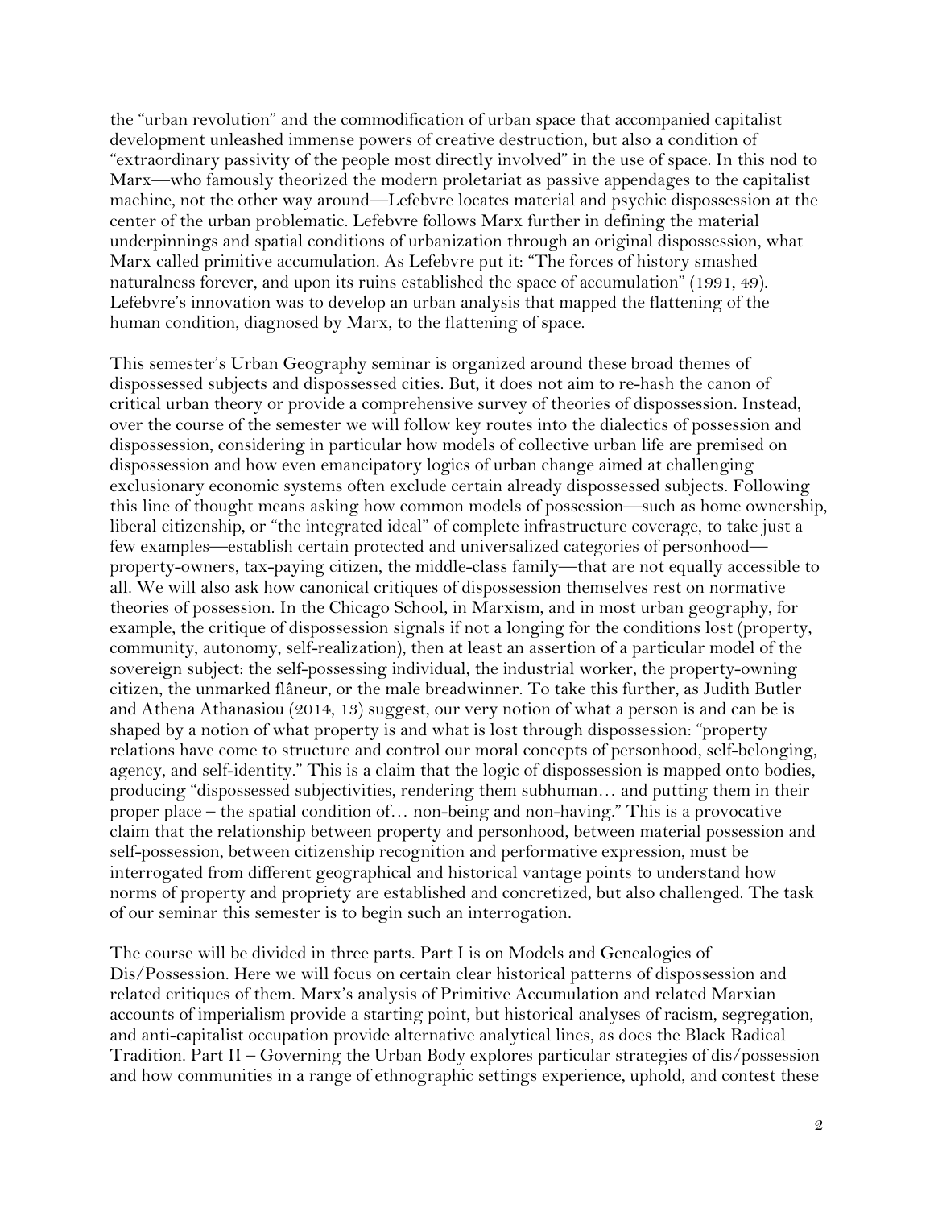the "urban revolution" and the commodification of urban space that accompanied capitalist development unleashed immense powers of creative destruction, but also a condition of "extraordinary passivity of the people most directly involved" in the use of space. In this nod to Marx—who famously theorized the modern proletariat as passive appendages to the capitalist machine, not the other way around—Lefebvre locates material and psychic dispossession at the center of the urban problematic. Lefebvre follows Marx further in defining the material underpinnings and spatial conditions of urbanization through an original dispossession, what Marx called primitive accumulation. As Lefebvre put it: "The forces of history smashed naturalness forever, and upon its ruins established the space of accumulation" (1991, 49). Lefebvre's innovation was to develop an urban analysis that mapped the flattening of the human condition, diagnosed by Marx, to the flattening of space.

This semester's Urban Geography seminar is organized around these broad themes of dispossessed subjects and dispossessed cities. But, it does not aim to re-hash the canon of critical urban theory or provide a comprehensive survey of theories of dispossession. Instead, over the course of the semester we will follow key routes into the dialectics of possession and dispossession, considering in particular how models of collective urban life are premised on dispossession and how even emancipatory logics of urban change aimed at challenging exclusionary economic systems often exclude certain already dispossessed subjects. Following this line of thought means asking how common models of possession—such as home ownership, liberal citizenship, or "the integrated ideal" of complete infrastructure coverage, to take just a few examples—establish certain protected and universalized categories of personhood—property-owners, tax-paying citizen, the middle-class family—that are not equally accessible to all. We will also ask how canonical critiques of dispossession themselves rest on normative theories of possession. In the Chicago School, in Marxism, and in most urban geography, for example, the critique of dispossession signals if not a longing for the conditions lost (property, community, autonomy, self-realization), then at least an assertion of a particular model of the sovereign subject: the self-possessing individual, the industrial worker, the property-owning citizen, the unmarked flâneur, or the male breadwinner. To take this further, as Judith Butler and Athena Athanasiou (2014, 13) suggest, our very notion of what a person is and can be is shaped by a notion of what property is and what is lost through dispossession: "property relations have come to structure and control our moral concepts of personhood, self-belonging, agency, and self-identity." This is a claim that the logic of dispossession is mapped onto bodies, producing "dispossessed subjectivities, rendering them subhuman… and putting them in their proper place – the spatial condition of… non-being and non-having." This is a provocative claim that the relationship between property and personhood, between material possession and self-possession, between citizenship recognition and performative expression, must be interrogated from different geographical and historical vantage points to understand how norms of property and propriety are established and concretized, but also challenged. The task of our seminar this semester is to begin such an interrogation.

The course will be divided in three parts. Part I is on Models and Genealogies of Dis/Possession. Here we will focus on certain clear historical patterns of dispossession and related critiques of them. Marx's analysis of Primitive Accumulation and related Marxian accounts of imperialism provide a starting point, but historical analyses of racism, segregation, and anti-capitalist occupation provide alternative analytical lines, as does the Black Radical Tradition. Part II – Governing the Urban Body explores particular strategies of dis/possession and how communities in a range of ethnographic settings experience, uphold, and contest these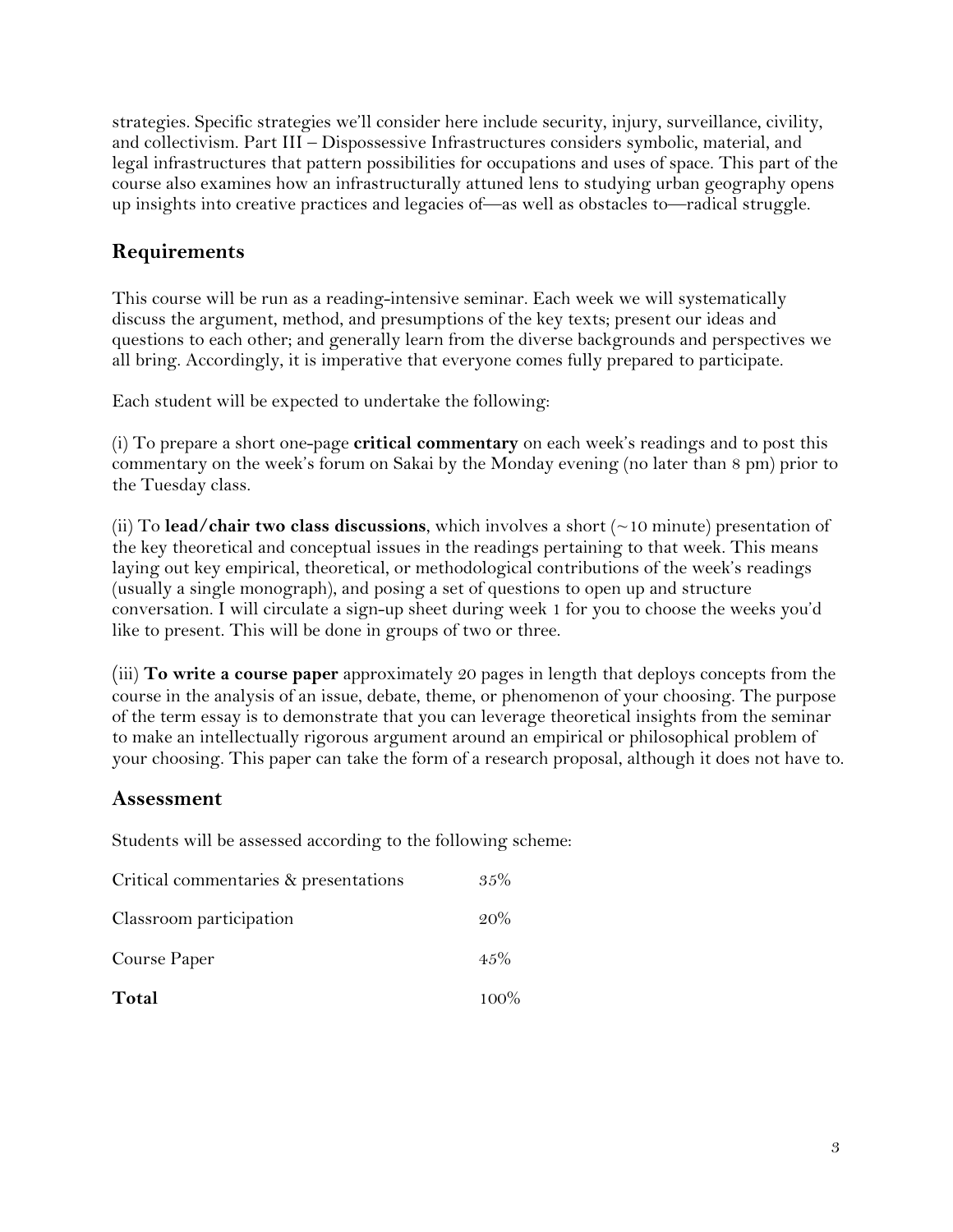strategies. Specific strategies we'll consider here include security, injury, surveillance, civility, and collectivism. Part III – Dispossessive Infrastructures considers symbolic, material, and legal infrastructures that pattern possibilities for occupations and uses of space. This part of the course also examines how an infrastructurally attuned lens to studying urban geography opens up insights into creative practices and legacies of—as well as obstacles to—radical struggle.

## Requirements

This course will be run as a reading-intensive seminar. Each week we will systematically discuss the argument, method, and presumptions of the key texts; present our ideas and questions to each other; and generally learn from the diverse backgrounds and perspectives we all bring. Accordingly, it is imperative that everyone comes fully prepared to participate.

Each student will be expected to undertake the following:

(i) To prepare a short one-page **critical commentary** on each week's readings and to post this commentary on the week's forum on Sakai by the Monday evening (no later than 8 pm) prior to the Tuesday class.

(ii) To **lead/chair two class discussions**, which involves a short (~10 minute) presentation of the key theoretical and conceptual issues in the readings pertaining to that week. This means laying out key empirical, theoretical, or methodological contributions of the week's readings (usually a single monograph), and posing a set of questions to open up and structure conversation. I will circulate a sign-up sheet during week 1 for you to choose the weeks you'd like to present. This will be done in groups of two or three.

(iii) **To write a course paper** approximately 20 pages in length that deploys concepts from the course in the analysis of an issue, debate, theme, or phenomenon of your choosing. The purpose of the term essay is to demonstrate that you can leverage theoretical insights from the seminar to make an intellectually rigorous argument around an empirical or philosophical problem of your choosing. This paper can take the form of a research proposal, although it does not have to.

## Assessment

Students will be assessed according to the following scheme:

| | |
|---|---|
| Critical commentaries & presentations | 35% |
| Classroom participation | 20% |
| Course Paper | 45% |
| **Total** | 100% |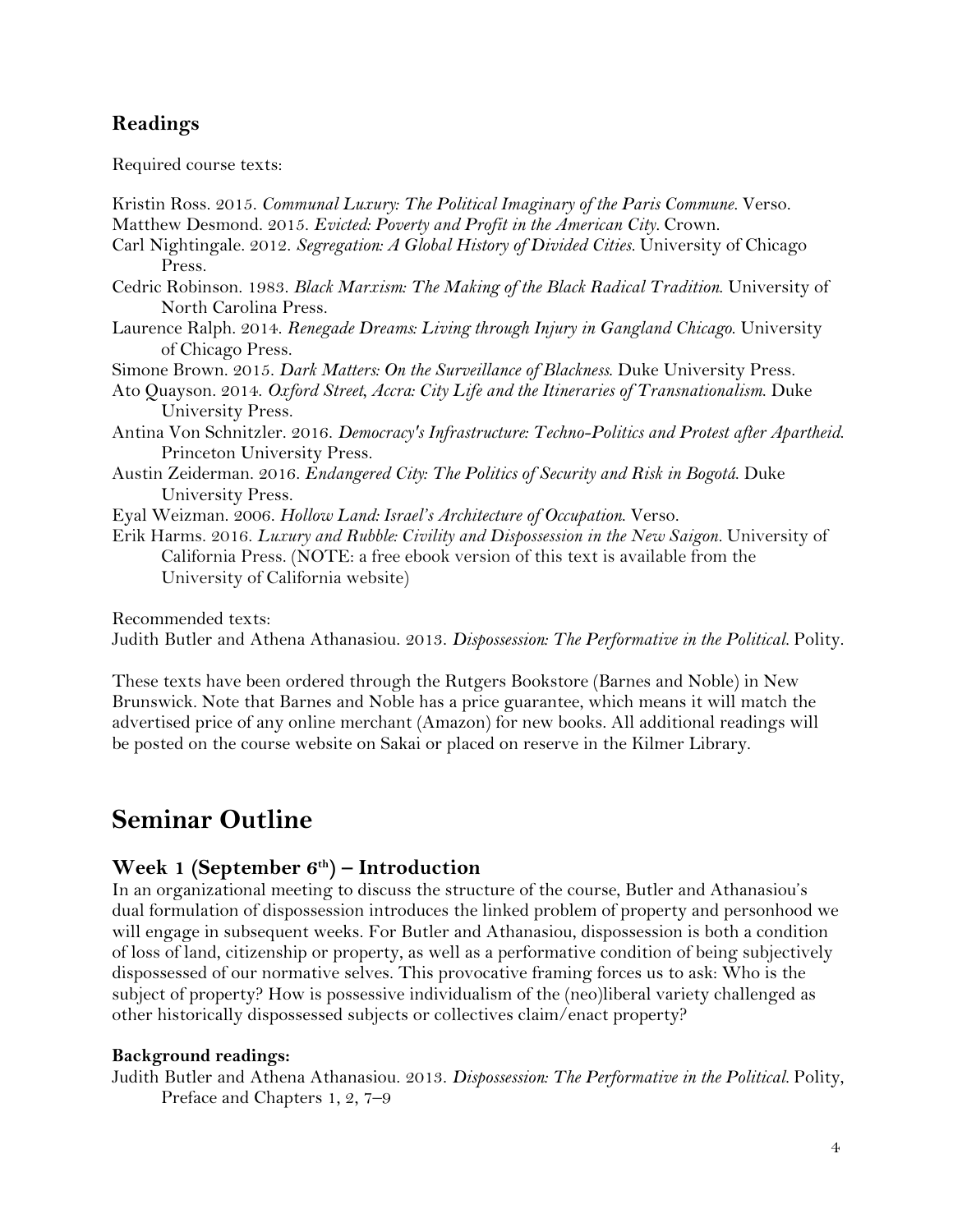## Readings

Required course texts:

Kristin Ross. 2015. *Communal Luxury: The Political Imaginary of the Paris Commune*. Verso.

Matthew Desmond. 2015. *Evicted: Poverty and Profit in the American City*. Crown.

Carl Nightingale. 2012. *Segregation: A Global History of Divided Cities*. University of Chicago Press.

Cedric Robinson. 1983. *Black Marxism: The Making of the Black Radical Tradition*. University of North Carolina Press.

Laurence Ralph. 2014. *Renegade Dreams: Living through Injury in Gangland Chicago*. University of Chicago Press.

Simone Brown. 2015. *Dark Matters: On the Surveillance of Blackness*. Duke University Press.

Ato Quayson. 2014. *Oxford Street, Accra: City Life and the Itineraries of Transnationalism*. Duke University Press.

Antina Von Schnitzler. 2016. *Democracy's Infrastructure: Techno-Politics and Protest after Apartheid*. Princeton University Press.

Austin Zeiderman. 2016. *Endangered City: The Politics of Security and Risk in Bogotá*. Duke University Press.

Eyal Weizman. 2006. *Hollow Land: Israel's Architecture of Occupation*. Verso.

Erik Harms. 2016. *Luxury and Rubble: Civility and Dispossession in the New Saigon*. University of California Press. (NOTE: a free ebook version of this text is available from the University of California website)

Recommended texts:

Judith Butler and Athena Athanasiou. 2013. *Dispossession: The Performative in the Political*. Polity.

These texts have been ordered through the Rutgers Bookstore (Barnes and Noble) in New Brunswick. Note that Barnes and Noble has a price guarantee, which means it will match the advertised price of any online merchant (Amazon) for new books. All additional readings will be posted on the course website on Sakai or placed on reserve in the Kilmer Library.

# Seminar Outline

## Week 1 (September 6th) – Introduction

In an organizational meeting to discuss the structure of the course, Butler and Athanasiou's dual formulation of dispossession introduces the linked problem of property and personhood we will engage in subsequent weeks. For Butler and Athanasiou, dispossession is both a condition of loss of land, citizenship or property, as well as a performative condition of being subjectively dispossessed of our normative selves. This provocative framing forces us to ask: Who is the subject of property? How is possessive individualism of the (neo)liberal variety challenged as other historically dispossessed subjects or collectives claim/enact property?

**Background readings:**

Judith Butler and Athena Athanasiou. 2013. *Dispossession: The Performative in the Political*. Polity, Preface and Chapters 1, 2, 7–9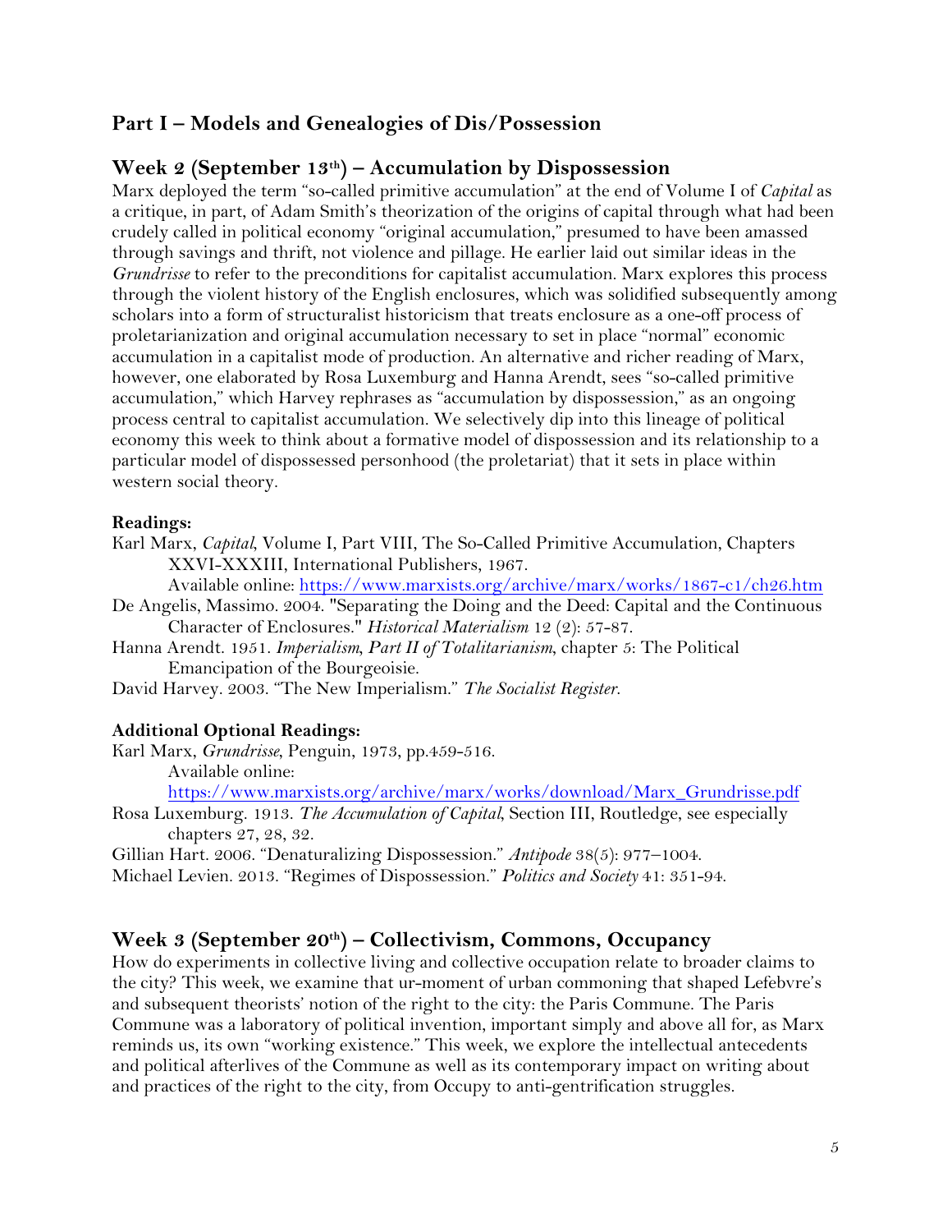## Part I – Models and Genealogies of Dis/Possession

### Week 2 (September 13th) – Accumulation by Dispossession

Marx deployed the term "so-called primitive accumulation" at the end of Volume I of *Capital* as a critique, in part, of Adam Smith's theorization of the origins of capital through what had been crudely called in political economy "original accumulation," presumed to have been amassed through savings and thrift, not violence and pillage. He earlier laid out similar ideas in the *Grundrisse* to refer to the preconditions for capitalist accumulation. Marx explores this process through the violent history of the English enclosures, which was solidified subsequently among scholars into a form of structuralist historicism that treats enclosure as a one-off process of proletarianization and original accumulation necessary to set in place "normal" economic accumulation in a capitalist mode of production. An alternative and richer reading of Marx, however, one elaborated by Rosa Luxemburg and Hanna Arendt, sees "so-called primitive accumulation," which Harvey rephrases as "accumulation by dispossession," as an ongoing process central to capitalist accumulation. We selectively dip into this lineage of political economy this week to think about a formative model of dispossession and its relationship to a particular model of dispossessed personhood (the proletariat) that it sets in place within western social theory.

**Readings:**

Karl Marx, *Capital*, Volume I, Part VIII, The So-Called Primitive Accumulation, Chapters XXVI-XXXIII, International Publishers, 1967.
Available online: https://www.marxists.org/archive/marx/works/1867-c1/ch26.htm

De Angelis, Massimo. 2004. "Separating the Doing and the Deed: Capital and the Continuous Character of Enclosures." *Historical Materialism* 12 (2): 57-87.

Hanna Arendt. 1951. *Imperialism, Part II of Totalitarianism*, chapter 5: The Political Emancipation of the Bourgeoisie.

David Harvey. 2003. "The New Imperialism." *The Socialist Register.*

**Additional Optional Readings:**

Karl Marx, *Grundrisse*, Penguin, 1973, pp.459-516.
Available online:
https://www.marxists.org/archive/marx/works/download/Marx_Grundrisse.pdf

Rosa Luxemburg. 1913. *The Accumulation of Capital*, Section III, Routledge, see especially chapters 27, 28, 32.

Gillian Hart. 2006. "Denaturalizing Dispossession." *Antipode* 38(5): 977–1004.

Michael Levien. 2013. "Regimes of Dispossession." *Politics and Society* 41: 351-94.

### Week 3 (September 20th) – Collectivism, Commons, Occupancy

How do experiments in collective living and collective occupation relate to broader claims to the city? This week, we examine that ur-moment of urban commoning that shaped Lefebvre's and subsequent theorists' notion of the right to the city: the Paris Commune. The Paris Commune was a laboratory of political invention, important simply and above all for, as Marx reminds us, its own "working existence." This week, we explore the intellectual antecedents and political afterlives of the Commune as well as its contemporary impact on writing about and practices of the right to the city, from Occupy to anti-gentrification struggles.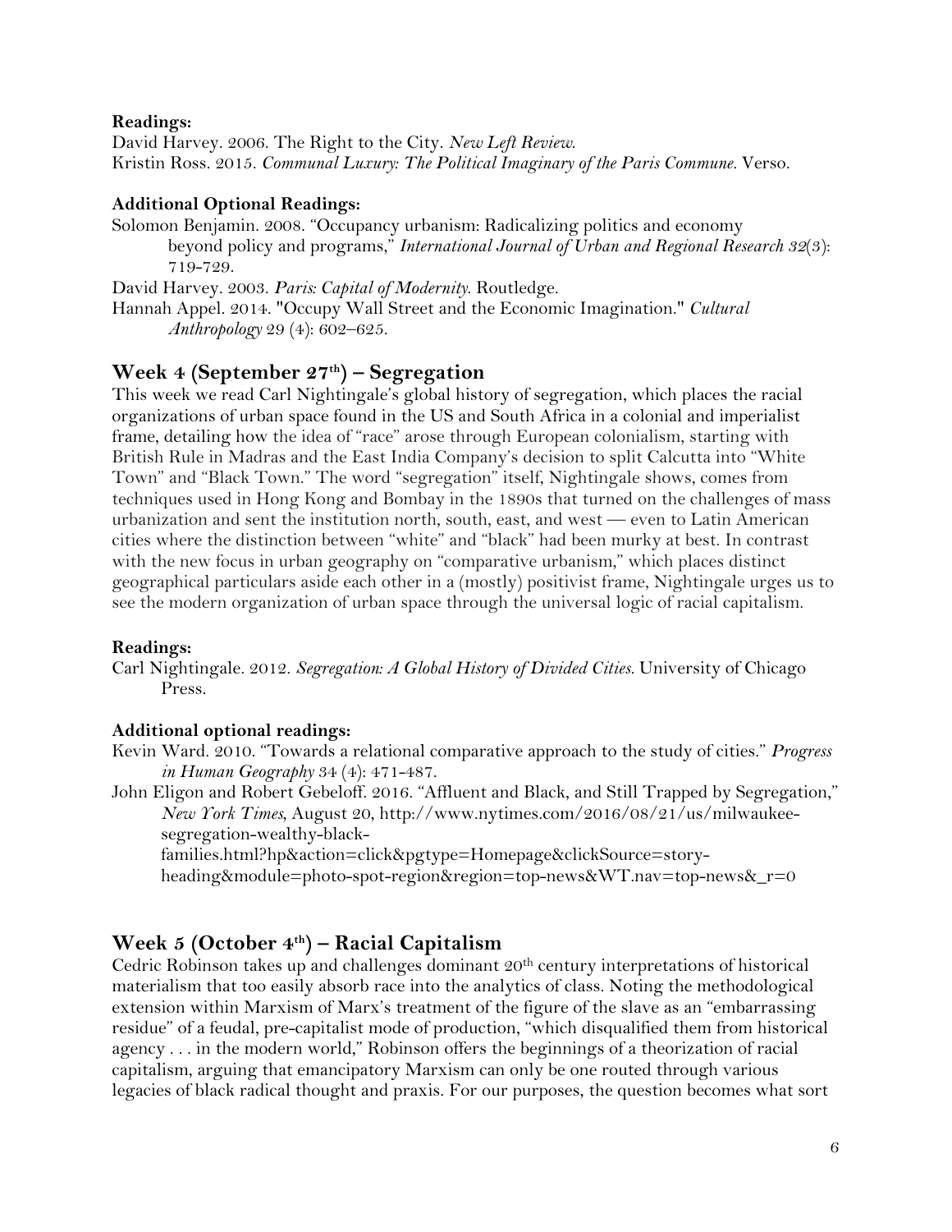**Readings:**

David Harvey. 2006. The Right to the City. *New Left Review.*

Kristin Ross. 2015. *Communal Luxury: The Political Imaginary of the Paris Commune.* Verso.

**Additional Optional Readings:**

Solomon Benjamin. 2008. "Occupancy urbanism: Radicalizing politics and economy beyond policy and programs," *International Journal of Urban and Regional Research 32*(3): 719-729.

David Harvey. 2003. *Paris: Capital of Modernity.* Routledge.

Hannah Appel. 2014. "Occupy Wall Street and the Economic Imagination." *Cultural Anthropology* 29 (4): 602–625.

## Week 4 (September 27th) – Segregation

This week we read Carl Nightingale's global history of segregation, which places the racial organizations of urban space found in the US and South Africa in a colonial and imperialist frame, detailing how the idea of "race" arose through European colonialism, starting with British Rule in Madras and the East India Company's decision to split Calcutta into "White Town" and "Black Town." The word "segregation" itself, Nightingale shows, comes from techniques used in Hong Kong and Bombay in the 1890s that turned on the challenges of mass urbanization and sent the institution north, south, east, and west — even to Latin American cities where the distinction between "white" and "black" had been murky at best. In contrast with the new focus in urban geography on "comparative urbanism," which places distinct geographical particulars aside each other in a (mostly) positivist frame, Nightingale urges us to see the modern organization of urban space through the universal logic of racial capitalism.

**Readings:**

Carl Nightingale. 2012. *Segregation: A Global History of Divided Cities.* University of Chicago Press.

**Additional optional readings:**

Kevin Ward. 2010. "Towards a relational comparative approach to the study of cities." *Progress in Human Geography* 34 (4): 471-487.

John Eligon and Robert Gebeloff. 2016. "Affluent and Black, and Still Trapped by Segregation," *New York Times*, August 20, http://www.nytimes.com/2016/08/21/us/milwaukee-segregation-wealthy-black-families.html?hp&action=click&pgtype=Homepage&clickSource=story-heading&module=photo-spot-region&region=top-news&WT.nav=top-news&_r=0

## Week 5 (October 4th) – Racial Capitalism

Cedric Robinson takes up and challenges dominant 20th century interpretations of historical materialism that too easily absorb race into the analytics of class. Noting the methodological extension within Marxism of Marx's treatment of the figure of the slave as an "embarrassing residue" of a feudal, pre-capitalist mode of production, "which disqualified them from historical agency . . . in the modern world," Robinson offers the beginnings of a theorization of racial capitalism, arguing that emancipatory Marxism can only be one routed through various legacies of black radical thought and praxis. For our purposes, the question becomes what sort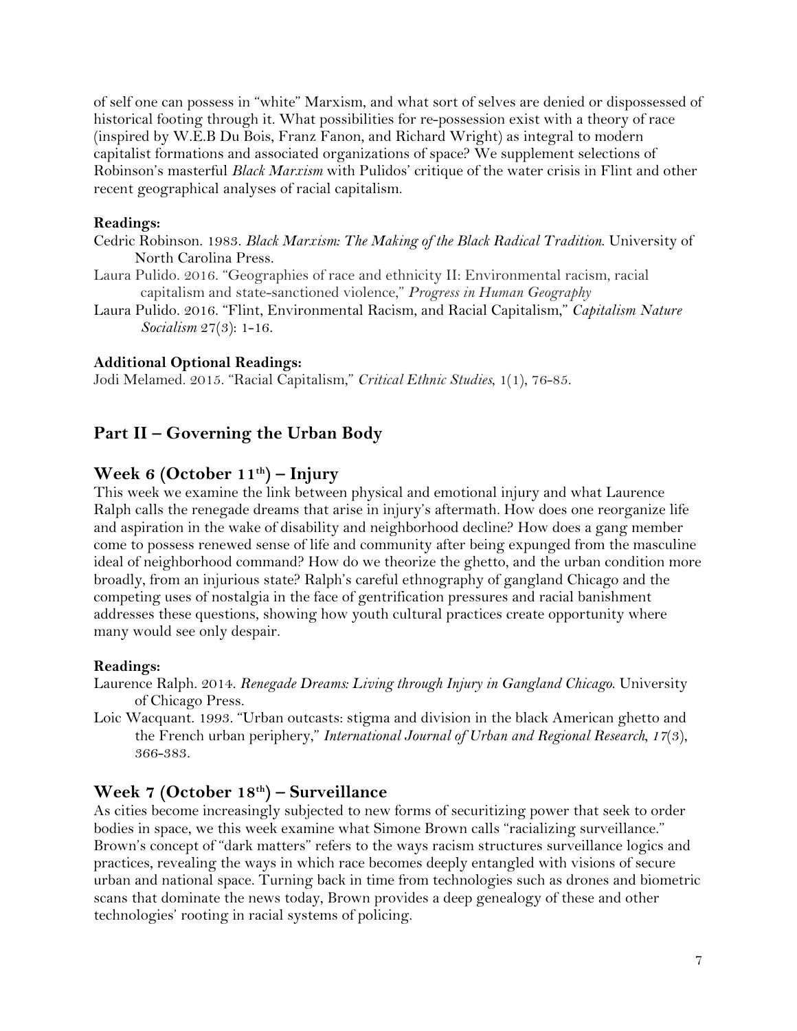of self one can possess in "white" Marxism, and what sort of selves are denied or dispossessed of historical footing through it. What possibilities for re-possession exist with a theory of race (inspired by W.E.B Du Bois, Franz Fanon, and Richard Wright) as integral to modern capitalist formations and associated organizations of space? We supplement selections of Robinson's masterful *Black Marxism* with Pulidos' critique of the water crisis in Flint and other recent geographical analyses of racial capitalism.

**Readings:**

Cedric Robinson. 1983. *Black Marxism: The Making of the Black Radical Tradition.* University of North Carolina Press.

Laura Pulido. 2016. "Geographies of race and ethnicity II: Environmental racism, racial capitalism and state-sanctioned violence," *Progress in Human Geography*

Laura Pulido. 2016. "Flint, Environmental Racism, and Racial Capitalism," *Capitalism Nature Socialism* 27(3): 1-16.

**Additional Optional Readings:**

Jodi Melamed. 2015. "Racial Capitalism," *Critical Ethnic Studies*, 1(1), 76-85.

## Part II – Governing the Urban Body

### Week 6 (October 11th) – Injury

This week we examine the link between physical and emotional injury and what Laurence Ralph calls the renegade dreams that arise in injury's aftermath. How does one reorganize life and aspiration in the wake of disability and neighborhood decline? How does a gang member come to possess renewed sense of life and community after being expunged from the masculine ideal of neighborhood command? How do we theorize the ghetto, and the urban condition more broadly, from an injurious state? Ralph's careful ethnography of gangland Chicago and the competing uses of nostalgia in the face of gentrification pressures and racial banishment addresses these questions, showing how youth cultural practices create opportunity where many would see only despair.

**Readings:**

Laurence Ralph. 2014. *Renegade Dreams: Living through Injury in Gangland Chicago.* University of Chicago Press.

Loic Wacquant. 1993. "Urban outcasts: stigma and division in the black American ghetto and the French urban periphery," *International Journal of Urban and Regional Research*, *17*(3), 366-383.

### Week 7 (October 18th) – Surveillance

As cities become increasingly subjected to new forms of securitizing power that seek to order bodies in space, we this week examine what Simone Brown calls "racializing surveillance." Brown's concept of "dark matters" refers to the ways racism structures surveillance logics and practices, revealing the ways in which race becomes deeply entangled with visions of secure urban and national space. Turning back in time from technologies such as drones and biometric scans that dominate the news today, Brown provides a deep genealogy of these and other technologies' rooting in racial systems of policing.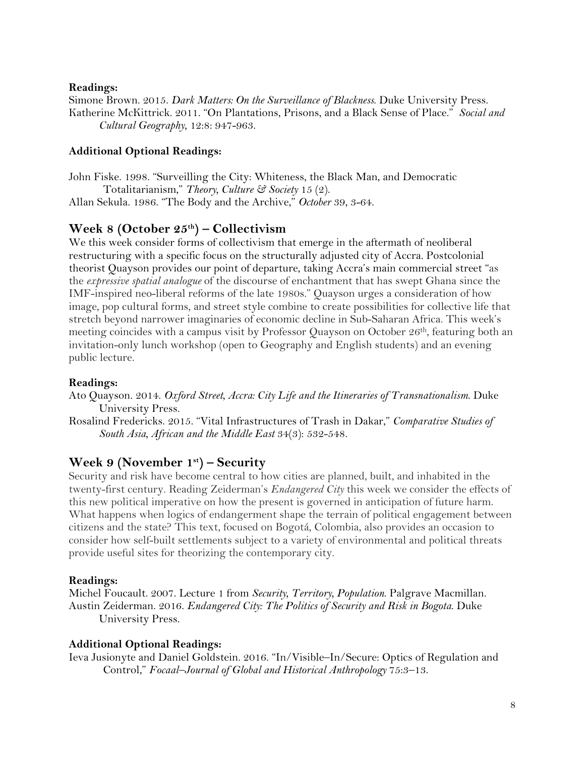**Readings:**

Simone Brown. 2015. *Dark Matters: On the Surveillance of Blackness*. Duke University Press.

Katherine McKittrick. 2011. "On Plantations, Prisons, and a Black Sense of Place." *Social and Cultural Geography*, 12:8: 947-963.

**Additional Optional Readings:**

John Fiske. 1998. "Surveilling the City: Whiteness, the Black Man, and Democratic Totalitarianism," *Theory, Culture & Society* 15 (2).

Allan Sekula. 1986. "The Body and the Archive," *October* 39, 3-64.

## Week 8 (October 25th) – Collectivism

We this week consider forms of collectivism that emerge in the aftermath of neoliberal restructuring with a specific focus on the structurally adjusted city of Accra. Postcolonial theorist Quayson provides our point of departure, taking Accra's main commercial street "as the *expressive spatial analogue* of the discourse of enchantment that has swept Ghana since the IMF-inspired neo-liberal reforms of the late 1980s." Quayson urges a consideration of how image, pop cultural forms, and street style combine to create possibilities for collective life that stretch beyond narrower imaginaries of economic decline in Sub-Saharan Africa. This week's meeting coincides with a campus visit by Professor Quayson on October 26th, featuring both an invitation-only lunch workshop (open to Geography and English students) and an evening public lecture.

**Readings:**

Ato Quayson. 2014. *Oxford Street, Accra: City Life and the Itineraries of Transnationalism*. Duke University Press.

Rosalind Fredericks. 2015. "Vital Infrastructures of Trash in Dakar," *Comparative Studies of South Asia, African and the Middle East* 34(3): 532-548.

## Week 9 (November 1st) – Security

Security and risk have become central to how cities are planned, built, and inhabited in the twenty-first century. Reading Zeiderman's *Endangered City* this week we consider the effects of this new political imperative on how the present is governed in anticipation of future harm. What happens when logics of endangerment shape the terrain of political engagement between citizens and the state? This text, focused on Bogotá, Colombia, also provides an occasion to consider how self-built settlements subject to a variety of environmental and political threats provide useful sites for theorizing the contemporary city.

**Readings:**

Michel Foucault. 2007. Lecture 1 from *Security, Territory, Population*. Palgrave Macmillan.

Austin Zeiderman. 2016. *Endangered City: The Politics of Security and Risk in Bogota*. Duke University Press.

**Additional Optional Readings:**

Ieva Jusionyte and Daniel Goldstein. 2016. "In/Visible–In/Secure: Optics of Regulation and Control," *Focaal–Journal of Global and Historical Anthropology* 75:3–13.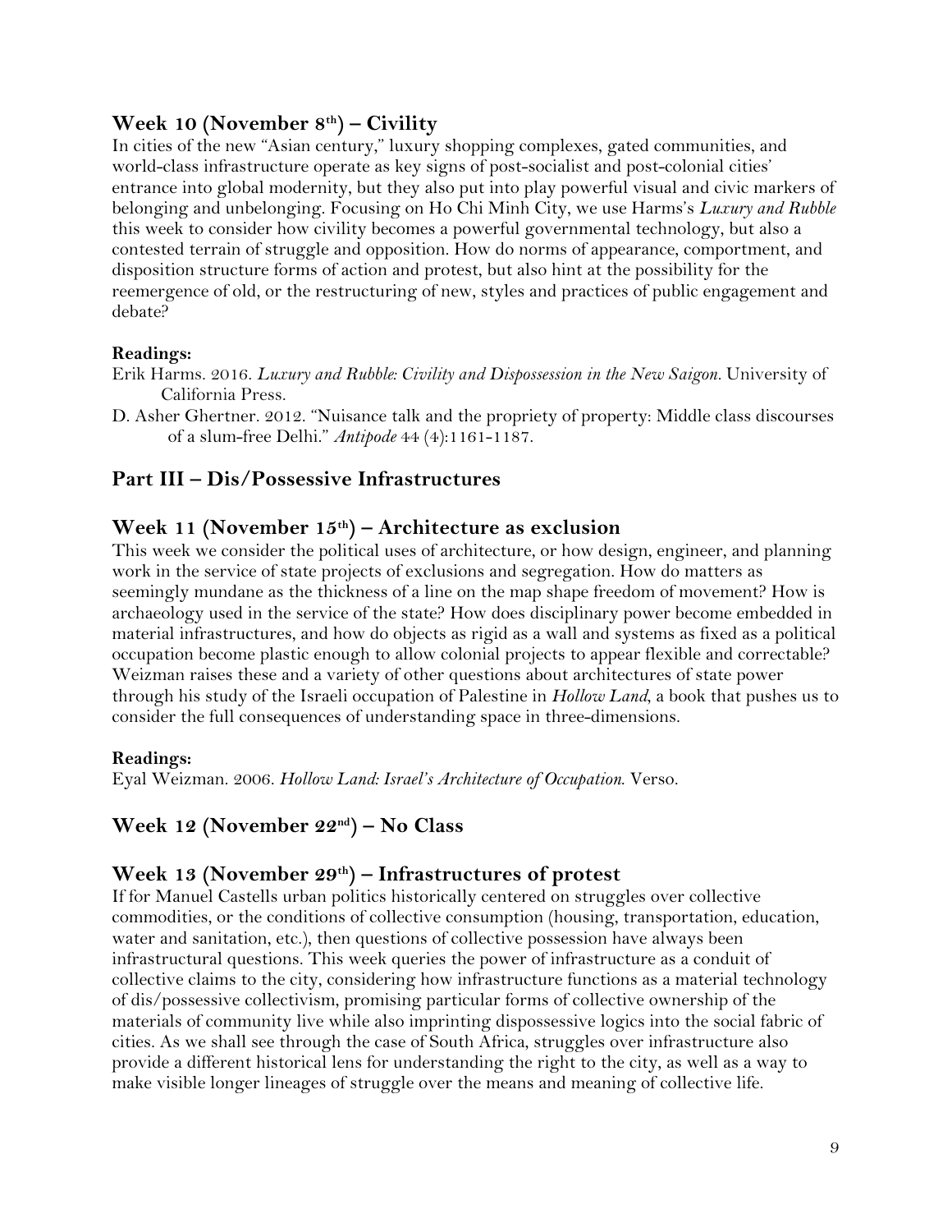## Week 10 (November 8th) – Civility

In cities of the new "Asian century," luxury shopping complexes, gated communities, and world-class infrastructure operate as key signs of post-socialist and post-colonial cities' entrance into global modernity, but they also put into play powerful visual and civic markers of belonging and unbelonging. Focusing on Ho Chi Minh City, we use Harms's *Luxury and Rubble* this week to consider how civility becomes a powerful governmental technology, but also a contested terrain of struggle and opposition. How do norms of appearance, comportment, and disposition structure forms of action and protest, but also hint at the possibility for the reemergence of old, or the restructuring of new, styles and practices of public engagement and debate?

**Readings:**

Erik Harms. 2016. *Luxury and Rubble: Civility and Dispossession in the New Saigon*. University of California Press.

D. Asher Ghertner. 2012. "Nuisance talk and the propriety of property: Middle class discourses of a slum-free Delhi." *Antipode* 44 (4):1161-1187.

# Part III – Dis/Possessive Infrastructures

## Week 11 (November 15th) – Architecture as exclusion

This week we consider the political uses of architecture, or how design, engineer, and planning work in the service of state projects of exclusions and segregation. How do matters as seemingly mundane as the thickness of a line on the map shape freedom of movement? How is archaeology used in the service of the state? How does disciplinary power become embedded in material infrastructures, and how do objects as rigid as a wall and systems as fixed as a political occupation become plastic enough to allow colonial projects to appear flexible and correctable? Weizman raises these and a variety of other questions about architectures of state power through his study of the Israeli occupation of Palestine in *Hollow Land*, a book that pushes us to consider the full consequences of understanding space in three-dimensions.

**Readings:**

Eyal Weizman. 2006. *Hollow Land: Israel's Architecture of Occupation*. Verso.

## Week 12 (November 22nd) – No Class

## Week 13 (November 29th) – Infrastructures of protest

If for Manuel Castells urban politics historically centered on struggles over collective commodities, or the conditions of collective consumption (housing, transportation, education, water and sanitation, etc.), then questions of collective possession have always been infrastructural questions. This week queries the power of infrastructure as a conduit of collective claims to the city, considering how infrastructure functions as a material technology of dis/possessive collectivism, promising particular forms of collective ownership of the materials of community live while also imprinting dispossessive logics into the social fabric of cities. As we shall see through the case of South Africa, struggles over infrastructure also provide a different historical lens for understanding the right to the city, as well as a way to make visible longer lineages of struggle over the means and meaning of collective life.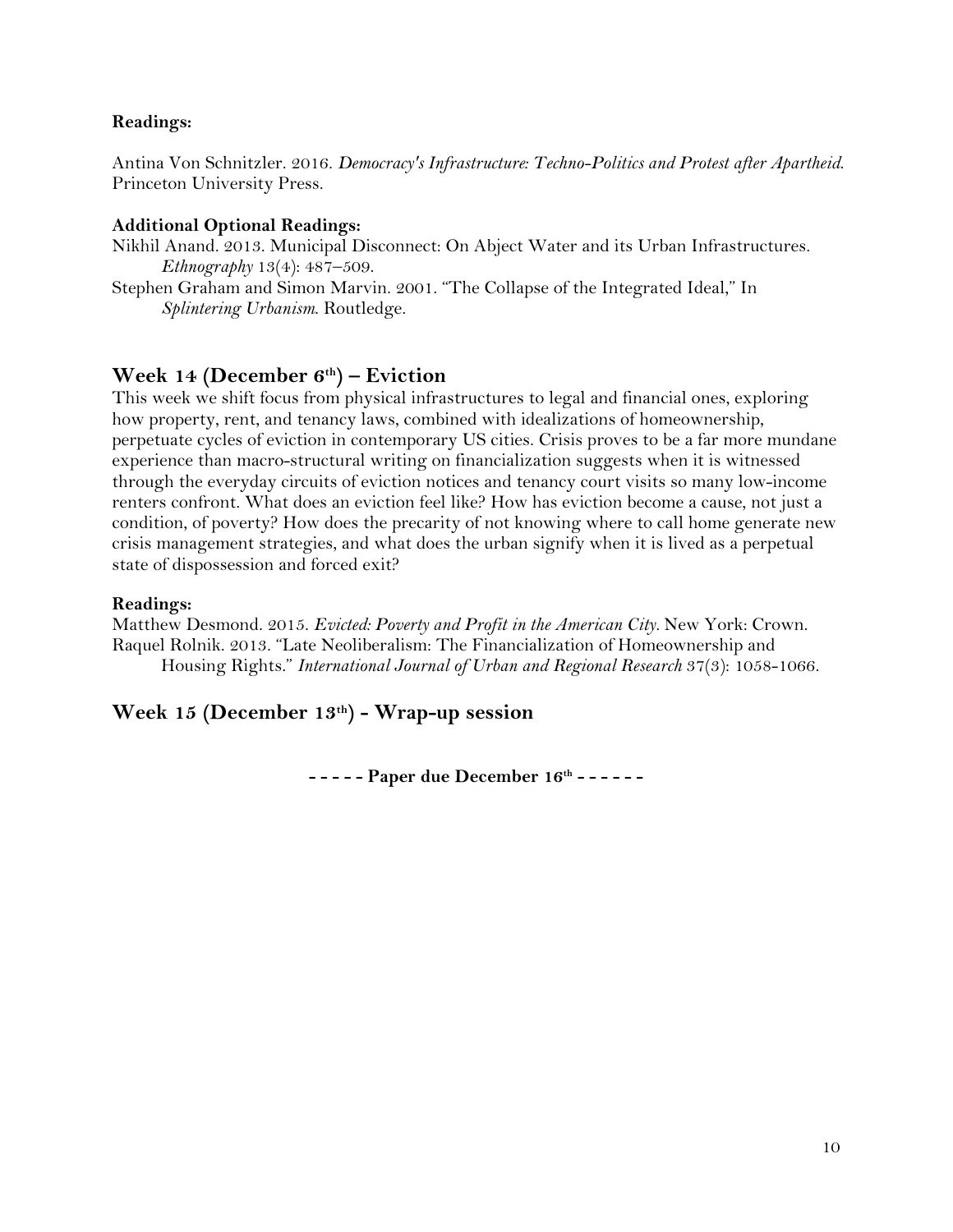**Readings:**

Antina Von Schnitzler. 2016. *Democracy's Infrastructure: Techno-Politics and Protest after Apartheid*. Princeton University Press.

**Additional Optional Readings:**

Nikhil Anand. 2013. Municipal Disconnect: On Abject Water and its Urban Infrastructures. *Ethnography* 13(4): 487–509.

Stephen Graham and Simon Marvin. 2001. "The Collapse of the Integrated Ideal," In *Splintering Urbanism*. Routledge.

## Week 14 (December 6th) – Eviction

This week we shift focus from physical infrastructures to legal and financial ones, exploring how property, rent, and tenancy laws, combined with idealizations of homeownership, perpetuate cycles of eviction in contemporary US cities. Crisis proves to be a far more mundane experience than macro-structural writing on financialization suggests when it is witnessed through the everyday circuits of eviction notices and tenancy court visits so many low-income renters confront. What does an eviction feel like? How has eviction become a cause, not just a condition, of poverty? How does the precarity of not knowing where to call home generate new crisis management strategies, and what does the urban signify when it is lived as a perpetual state of dispossession and forced exit?

**Readings:**

Matthew Desmond. 2015. *Evicted: Poverty and Profit in the American City*. New York: Crown.

Raquel Rolnik. 2013. "Late Neoliberalism: The Financialization of Homeownership and Housing Rights." *International Journal of Urban and Regional Research* 37(3): 1058-1066.

## Week 15 (December 13th) - Wrap-up session

**- - - - - Paper due December 16th - - - - - -**